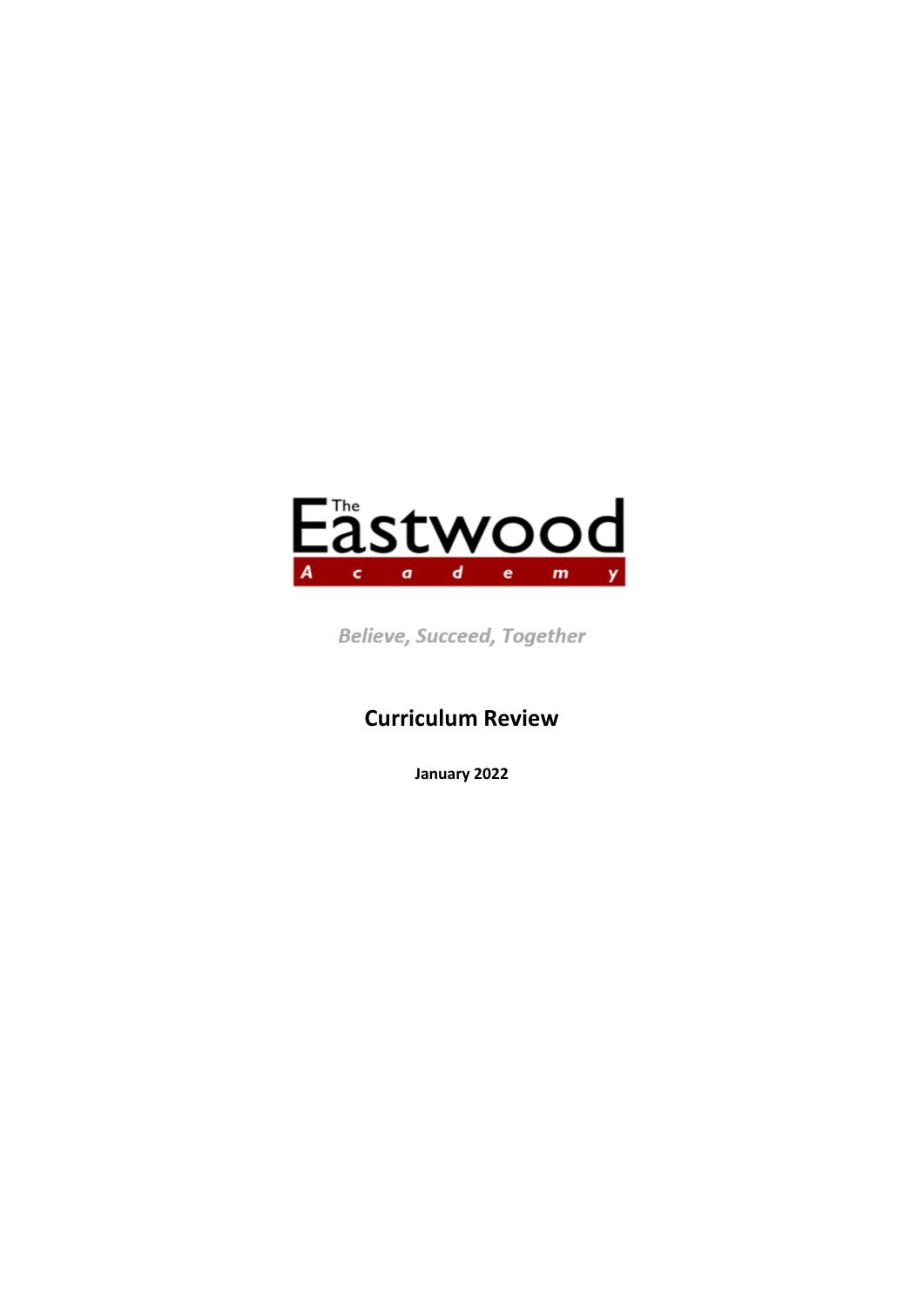The Eastwood Academy

*Believe, Succeed, Together*

# Curriculum Review

**January 2022**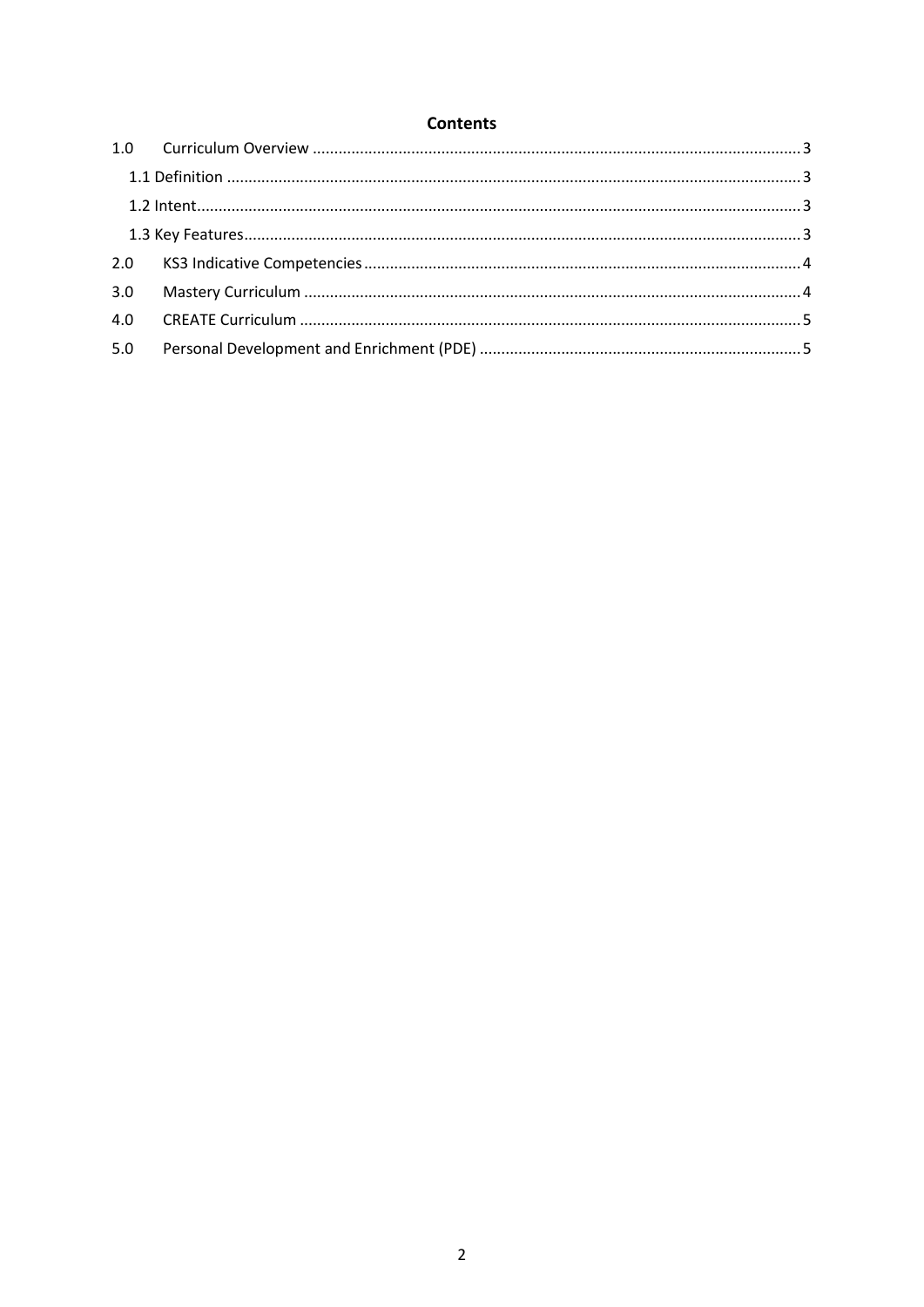## Contents

1.0 Curriculum Overview ........................................................................................................ 3

1.1 Definition ........................................................................................................................ 3

1.2 Intent ............................................................................................................................... 3

1.3 Key Features .................................................................................................................... 3

2.0 KS3 Indicative Competencies ........................................................................................ 4

3.0 Mastery Curriculum ........................................................................................................ 4

4.0 CREATE Curriculum ........................................................................................................ 5

5.0 Personal Development and Enrichment (PDE) ............................................................... 5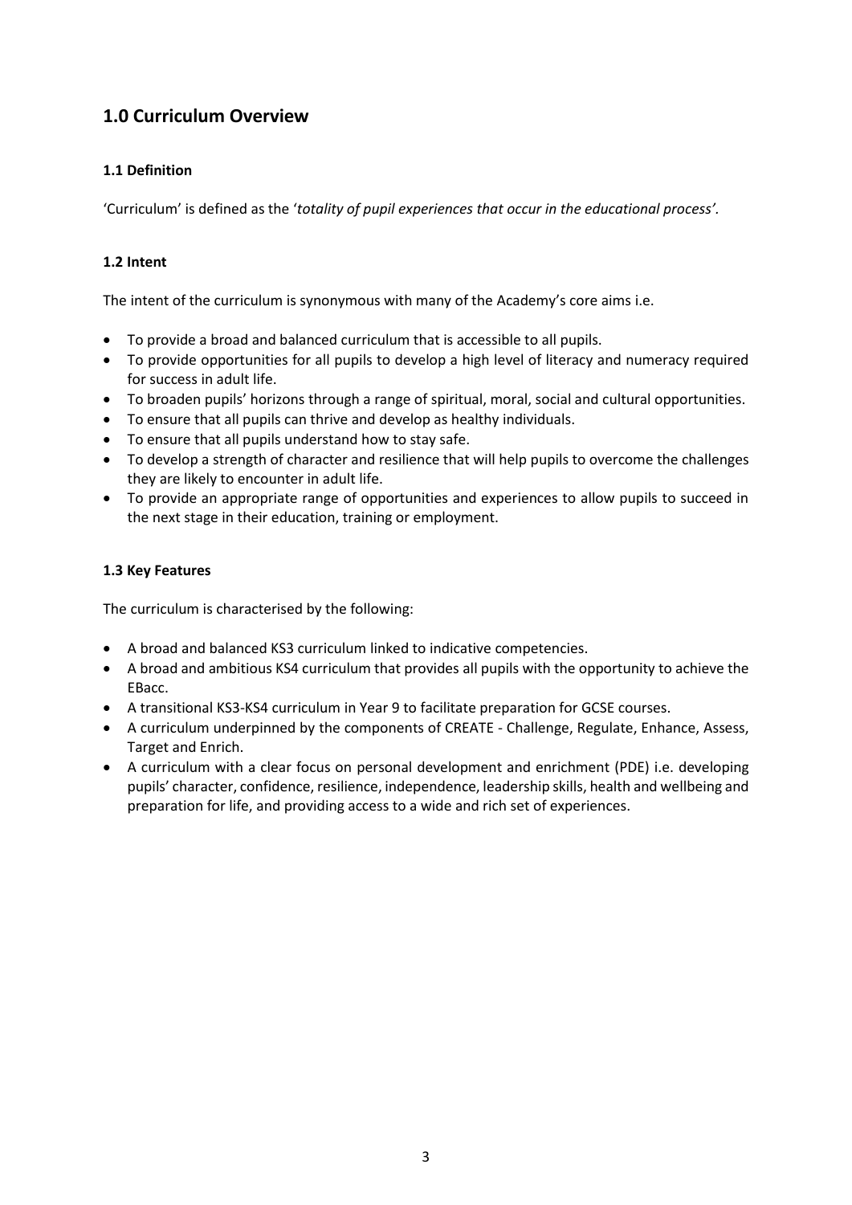## 1.0 Curriculum Overview

### 1.1 Definition

'Curriculum' is defined as the '*totality of pupil experiences that occur in the educational process'.*

### 1.2 Intent

The intent of the curriculum is synonymous with many of the Academy's core aims i.e.

- To provide a broad and balanced curriculum that is accessible to all pupils.
- To provide opportunities for all pupils to develop a high level of literacy and numeracy required for success in adult life.
- To broaden pupils' horizons through a range of spiritual, moral, social and cultural opportunities.
- To ensure that all pupils can thrive and develop as healthy individuals.
- To ensure that all pupils understand how to stay safe.
- To develop a strength of character and resilience that will help pupils to overcome the challenges they are likely to encounter in adult life.
- To provide an appropriate range of opportunities and experiences to allow pupils to succeed in the next stage in their education, training or employment.

### 1.3 Key Features

The curriculum is characterised by the following:

- A broad and balanced KS3 curriculum linked to indicative competencies.
- A broad and ambitious KS4 curriculum that provides all pupils with the opportunity to achieve the EBacc.
- A transitional KS3-KS4 curriculum in Year 9 to facilitate preparation for GCSE courses.
- A curriculum underpinned by the components of CREATE - Challenge, Regulate, Enhance, Assess, Target and Enrich.
- A curriculum with a clear focus on personal development and enrichment (PDE) i.e. developing pupils' character, confidence, resilience, independence, leadership skills, health and wellbeing and preparation for life, and providing access to a wide and rich set of experiences.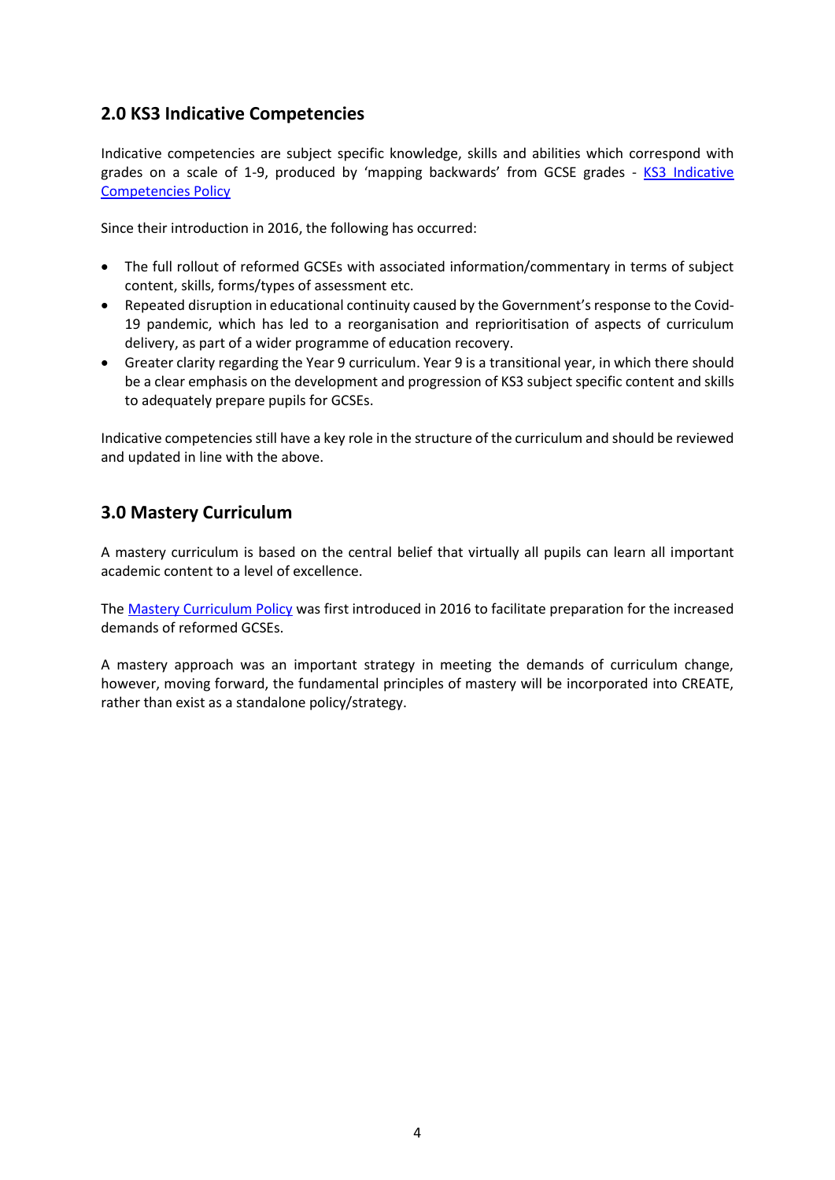## 2.0 KS3 Indicative Competencies

Indicative competencies are subject specific knowledge, skills and abilities which correspond with grades on a scale of 1-9, produced by 'mapping backwards' from GCSE grades - [KS3 Indicative Competencies Policy]

Since their introduction in 2016, the following has occurred:

- The full rollout of reformed GCSEs with associated information/commentary in terms of subject content, skills, forms/types of assessment etc.
- Repeated disruption in educational continuity caused by the Government's response to the Covid-19 pandemic, which has led to a reorganisation and reprioritisation of aspects of curriculum delivery, as part of a wider programme of education recovery.
- Greater clarity regarding the Year 9 curriculum. Year 9 is a transitional year, in which there should be a clear emphasis on the development and progression of KS3 subject specific content and skills to adequately prepare pupils for GCSEs.

Indicative competencies still have a key role in the structure of the curriculum and should be reviewed and updated in line with the above.

## 3.0 Mastery Curriculum

A mastery curriculum is based on the central belief that virtually all pupils can learn all important academic content to a level of excellence.

The [Mastery Curriculum Policy] was first introduced in 2016 to facilitate preparation for the increased demands of reformed GCSEs.

A mastery approach was an important strategy in meeting the demands of curriculum change, however, moving forward, the fundamental principles of mastery will be incorporated into CREATE, rather than exist as a standalone policy/strategy.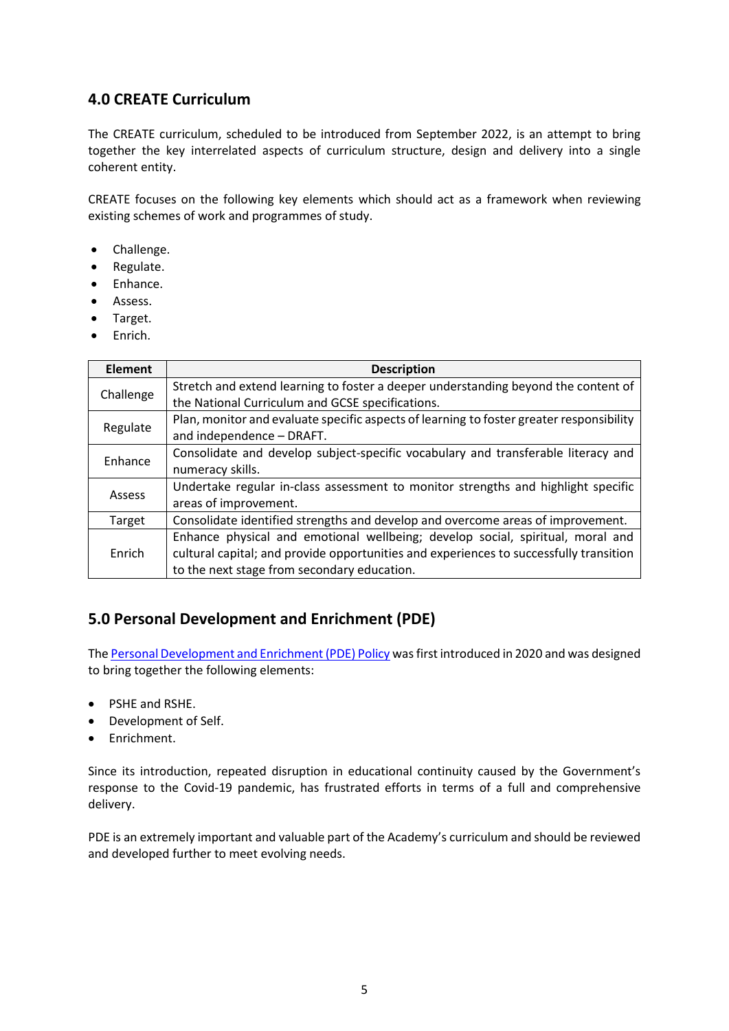## 4.0 CREATE Curriculum

The CREATE curriculum, scheduled to be introduced from September 2022, is an attempt to bring together the key interrelated aspects of curriculum structure, design and delivery into a single coherent entity.

CREATE focuses on the following key elements which should act as a framework when reviewing existing schemes of work and programmes of study.

- Challenge.
- Regulate.
- Enhance.
- Assess.
- Target.
- Enrich.

| Element | Description |
|---|---|
| Challenge | Stretch and extend learning to foster a deeper understanding beyond the content of the National Curriculum and GCSE specifications. |
| Regulate | Plan, monitor and evaluate specific aspects of learning to foster greater responsibility and independence – DRAFT. |
| Enhance | Consolidate and develop subject-specific vocabulary and transferable literacy and numeracy skills. |
| Assess | Undertake regular in-class assessment to monitor strengths and highlight specific areas of improvement. |
| Target | Consolidate identified strengths and develop and overcome areas of improvement. |
| Enrich | Enhance physical and emotional wellbeing; develop social, spiritual, moral and cultural capital; and provide opportunities and experiences to successfully transition to the next stage from secondary education. |

## 5.0 Personal Development and Enrichment (PDE)

The Personal Development and Enrichment (PDE) Policy was first introduced in 2020 and was designed to bring together the following elements:

- PSHE and RSHE.
- Development of Self.
- Enrichment.

Since its introduction, repeated disruption in educational continuity caused by the Government's response to the Covid-19 pandemic, has frustrated efforts in terms of a full and comprehensive delivery.

PDE is an extremely important and valuable part of the Academy's curriculum and should be reviewed and developed further to meet evolving needs.